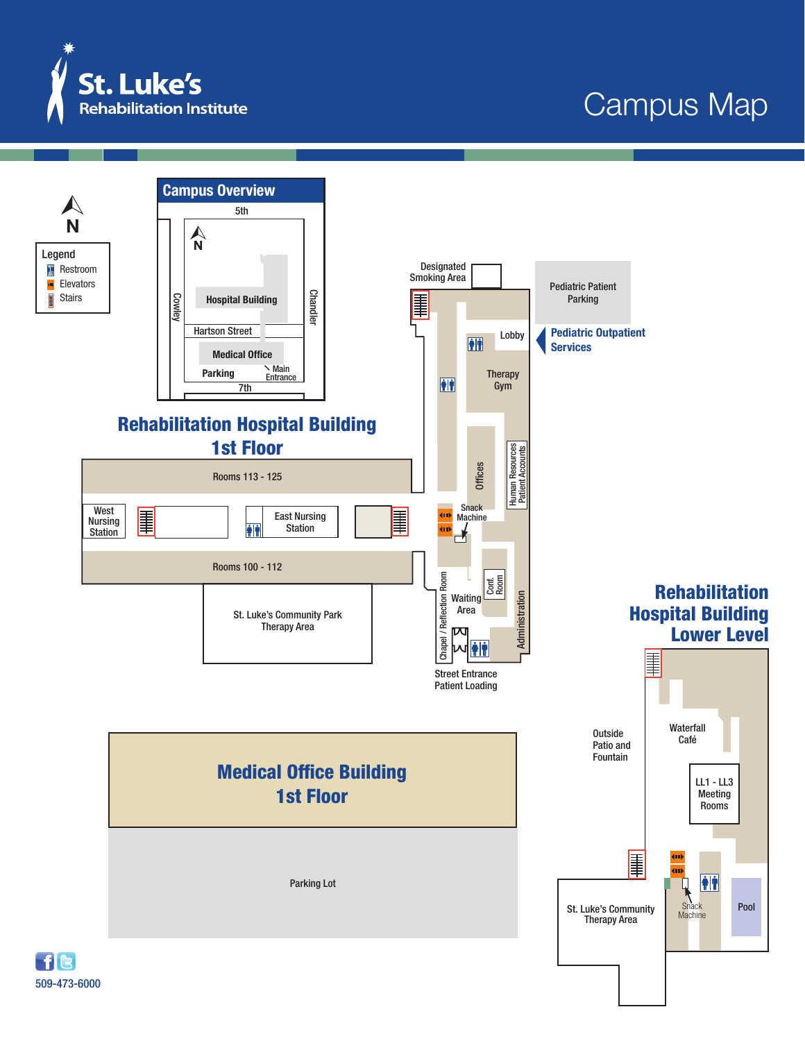# St. Luke's Rehabilitation Institute

# Campus Map

N

**Legend**
- Restroom
- Elevators
- Stairs

## Campus Overview

5th

N

Cowley

Chandler

Hospital Building

Hartson Street

Medical Office

Parking

Main Entrance

7th

## Rehabilitation Hospital Building 1st Floor

Rooms 113 - 125

West Nursing Station

East Nursing Station

Rooms 100 - 112

St. Luke's Community Park Therapy Area

Designated Smoking Area

Pediatric Patient Parking

Pediatric Outpatient Services

Lobby

Therapy Gym

Offices

Human Resources Patient Accounts

Snack Machine

Conf. Room

Chapel / Reflection Room

Waiting Area

Administration

Street Entrance Patient Loading

## Rehabilitation Hospital Building Lower Level

Outside Patio and Fountain

Waterfall Café

LL1 - LL3 Meeting Rooms

St. Luke's Community Therapy Area

Snack Machine

Pool

## Medical Office Building 1st Floor

Parking Lot

509-473-6000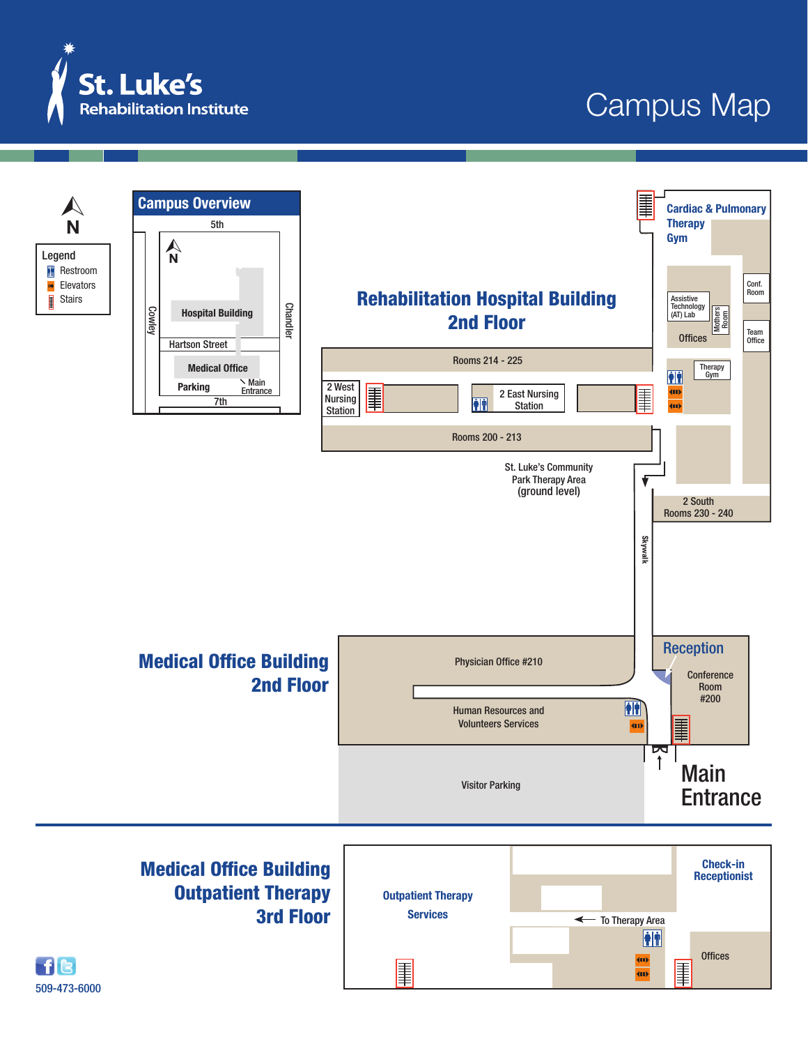# St. Luke's Rehabilitation Institute

# Campus Map

N

**Legend**
- Restroom
- Elevators
- Stairs

## Campus Overview

5th

N

Cowley

Hospital Building

Chandler

Hartson Street

Medical Office

Parking

Main Entrance

7th

## Rehabilitation Hospital Building 2nd Floor

Cardiac & Pulmonary Therapy Gym

Assistive Technology (AT) Lab

Mothers Room

Conf. Room

Offices

Team Office

Rooms 214 - 225

Therapy Gym

2 West Nursing Station

2 East Nursing Station

Rooms 200 - 213

St. Luke's Community Park Therapy Area (ground level)

2 South Rooms 230 - 240

Skywalk

## Medical Office Building 2nd Floor

Physician Office #210

Reception

Conference Room #200

Human Resources and Volunteers Services

Visitor Parking

Main Entrance

## Medical Office Building Outpatient Therapy 3rd Floor

Outpatient Therapy Services

Check-in Receptionist

To Therapy Area

Offices

509-473-6000